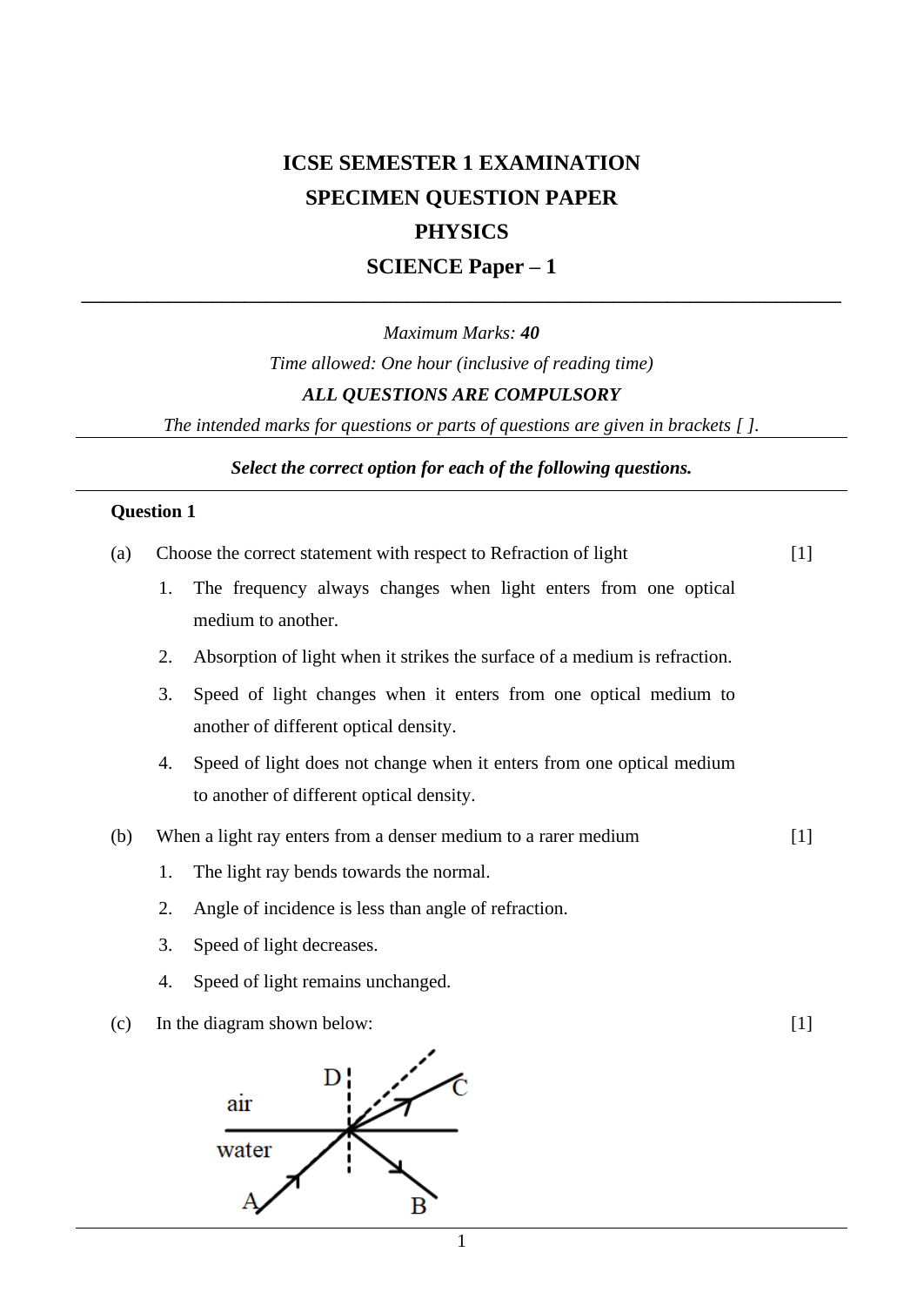# ICSE SEMESTER 1 EXAMINATION

## SPECIMEN QUESTION PAPER

## PHYSICS

## SCIENCE Paper – 1

---

*Maximum Marks: **40***

*Time allowed: One hour (inclusive of reading time)*

***ALL QUESTIONS ARE COMPULSORY***

*The intended marks for questions or parts of questions are given in brackets [ ].*

---

***Select the correct option for each of the following questions.***

---

**Question 1**

(a) Choose the correct statement with respect to Refraction of light [1]

1. The frequency always changes when light enters from one optical medium to another.
2. Absorption of light when it strikes the surface of a medium is refraction.
3. Speed of light changes when it enters from one optical medium to another of different optical density.
4. Speed of light does not change when it enters from one optical medium to another of different optical density.

(b) When a light ray enters from a denser medium to a rarer medium [1]

1. The light ray bends towards the normal.
2. Angle of incidence is less than angle of refraction.
3. Speed of light decreases.
4. Speed of light remains unchanged.

(c) In the diagram shown below: [1]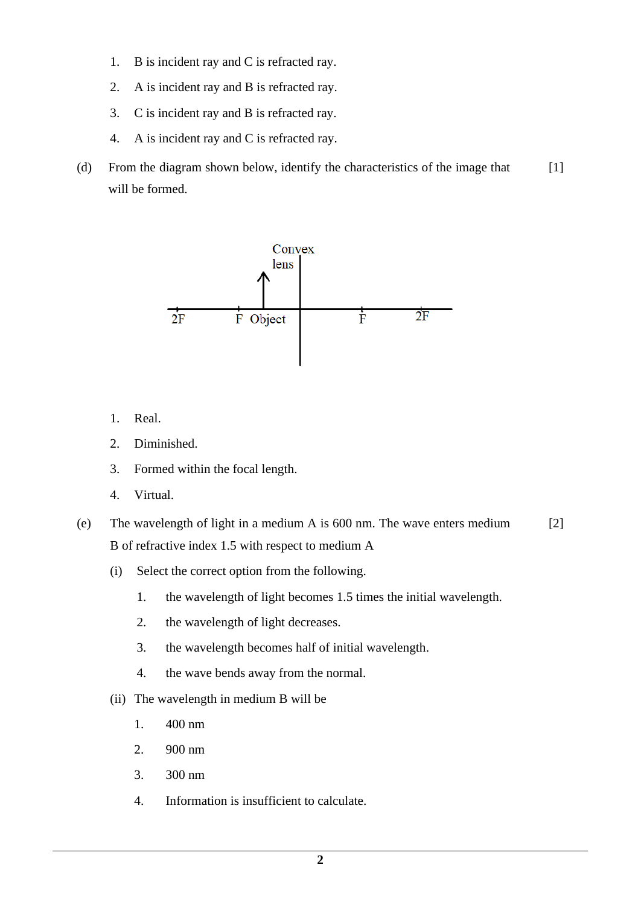1. B is incident ray and C is refracted ray.
2. A is incident ray and B is refracted ray.
3. C is incident ray and B is refracted ray.
4. A is incident ray and C is refracted ray.

(d) From the diagram shown below, identify the characteristics of the image that will be formed. [1]

Convex lens

2F F Object F 2F

1. Real.
2. Diminished.
3. Formed within the focal length.
4. Virtual.

(e) The wavelength of light in a medium A is 600 nm. The wave enters medium B of refractive index 1.5 with respect to medium A [2]

(i) Select the correct option from the following.

1. the wavelength of light becomes 1.5 times the initial wavelength.
2. the wavelength of light decreases.
3. the wavelength becomes half of initial wavelength.
4. the wave bends away from the normal.

(ii) The wavelength in medium B will be

1. 400 nm
2. 900 nm
3. 300 nm
4. Information is insufficient to calculate.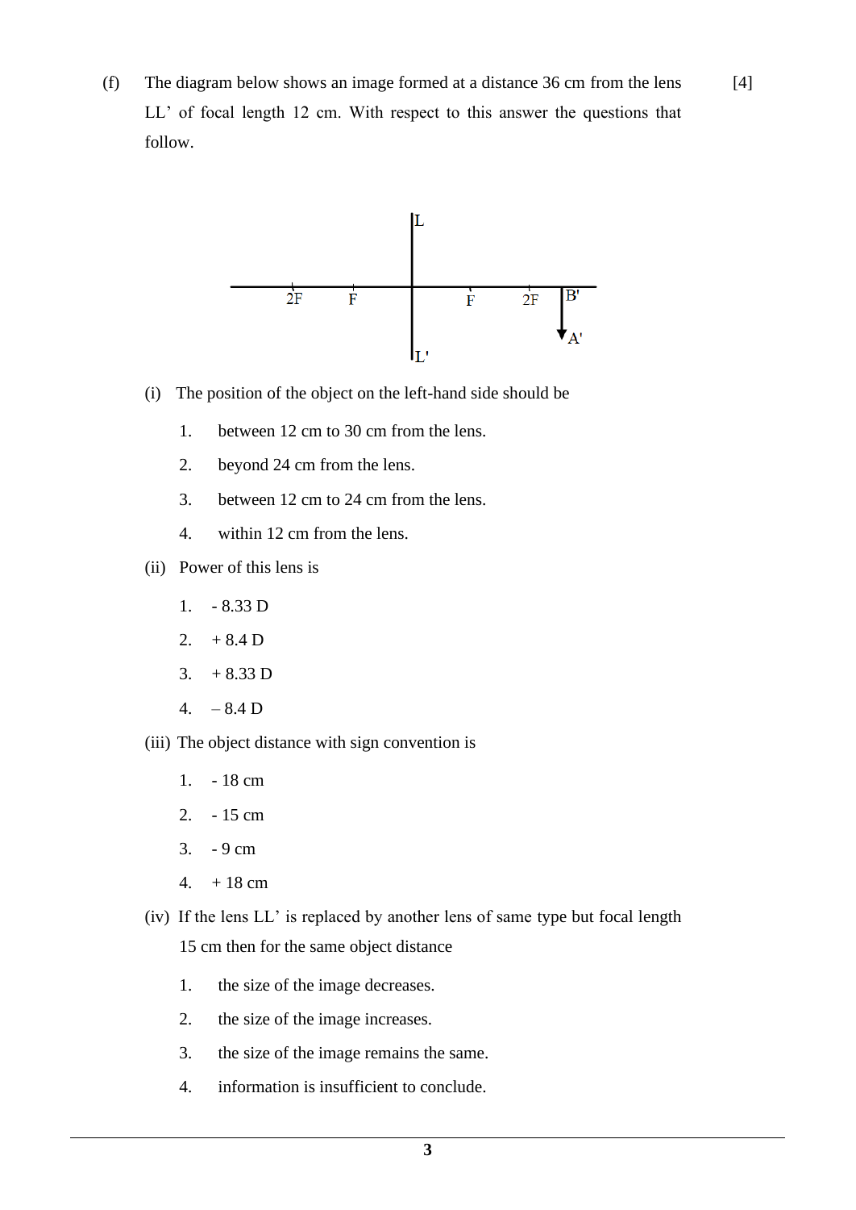(f) The diagram below shows an image formed at a distance 36 cm from the lens LL' of focal length 12 cm. With respect to this answer the questions that follow. [4]

(i) The position of the object on the left-hand side should be

1. between 12 cm to 30 cm from the lens.
2. beyond 24 cm from the lens.
3. between 12 cm to 24 cm from the lens.
4. within 12 cm from the lens.

(ii) Power of this lens is

1. - 8.33 D
2. + 8.4 D
3. + 8.33 D
4. – 8.4 D

(iii) The object distance with sign convention is

1. - 18 cm
2. - 15 cm
3. - 9 cm
4. + 18 cm

(iv) If the lens LL' is replaced by another lens of same type but focal length 15 cm then for the same object distance

1. the size of the image decreases.
2. the size of the image increases.
3. the size of the image remains the same.
4. information is insufficient to conclude.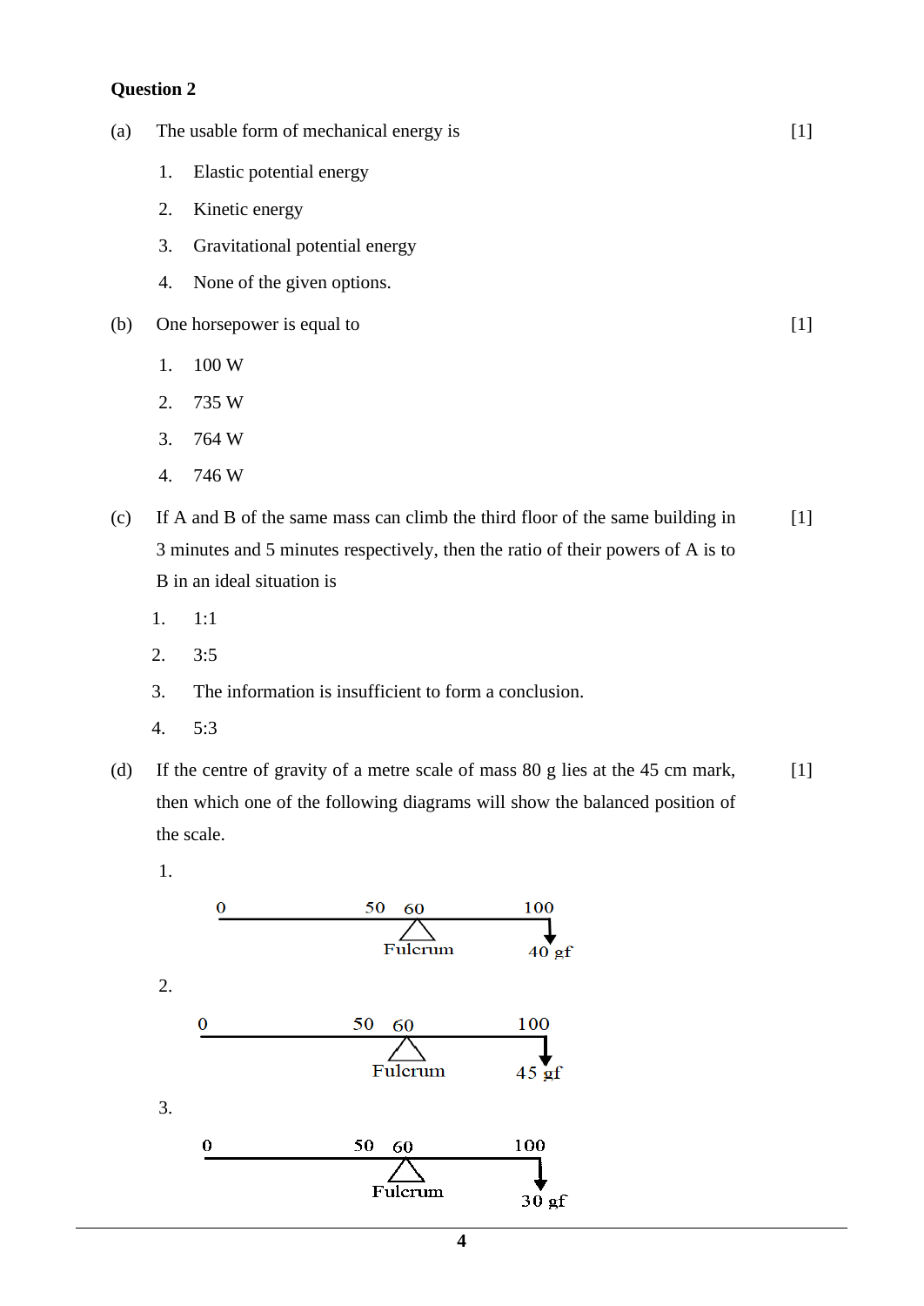**Question 2**

(a) The usable form of mechanical energy is [1]

1. Elastic potential energy
2. Kinetic energy
3. Gravitational potential energy
4. None of the given options.

(b) One horsepower is equal to [1]

1. 100 W
2. 735 W
3. 764 W
4. 746 W

(c) If A and B of the same mass can climb the third floor of the same building in 3 minutes and 5 minutes respectively, then the ratio of their powers of A is to B in an ideal situation is [1]

1. 1:1
2. 3:5
3. The information is insufficient to form a conclusion.
4. 5:3

(d) If the centre of gravity of a metre scale of mass 80 g lies at the 45 cm mark, then which one of the following diagrams will show the balanced position of the scale. [1]

1.

0 50 60 100

Fulcrum 40 gf

2.

0 50 60 100

Fulcrum 45 gf

3.

0 50 60 100

Fulcrum 30 gf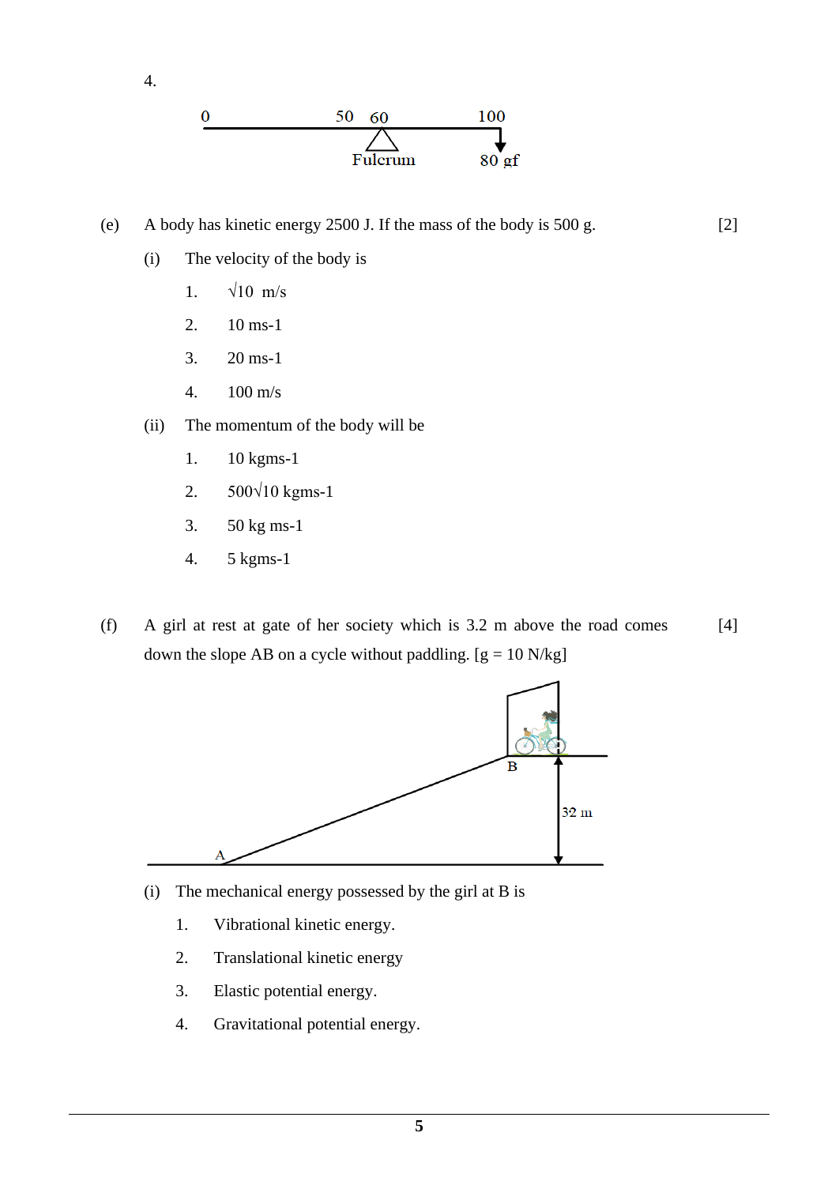4.

0 50 60 100

Fulcrum 80 gf

(e) A body has kinetic energy 2500 J. If the mass of the body is 500 g. [2]

(i) The velocity of the body is

1. $\sqrt{10}$ m/s
2. 10 ms-1
3. 20 ms-1
4. 100 m/s

(ii) The momentum of the body will be

1. 10 kgms-1
2. $500\sqrt{10}$ kgms-1
3. 50 kg ms-1
4. 5 kgms-1

(f) A girl at rest at gate of her society which is 3.2 m above the road comes down the slope AB on a cycle without paddling. [g = 10 N/kg] [4]

B

3.2 m

A

(i) The mechanical energy possessed by the girl at B is

1. Vibrational kinetic energy.
2. Translational kinetic energy
3. Elastic potential energy.
4. Gravitational potential energy.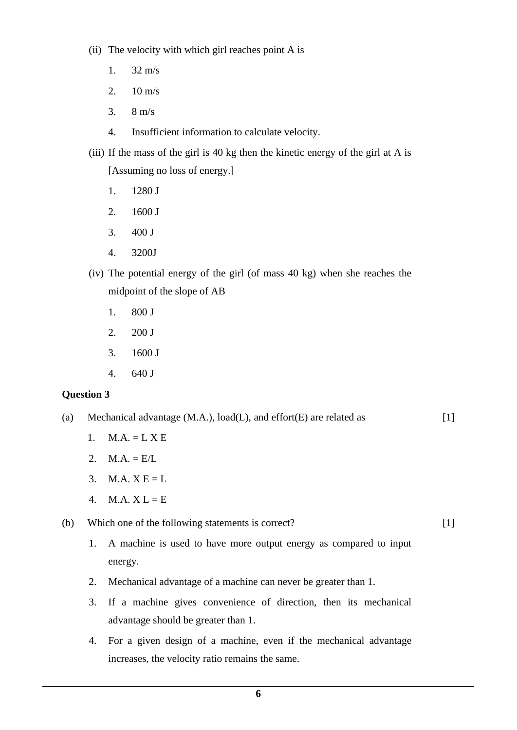(ii) The velocity with which girl reaches point A is

1. 32 m/s
2. 10 m/s
3. 8 m/s
4. Insufficient information to calculate velocity.

(iii) If the mass of the girl is 40 kg then the kinetic energy of the girl at A is [Assuming no loss of energy.]

1. 1280 J
2. 1600 J
3. 400 J
4. 3200J

(iv) The potential energy of the girl (of mass 40 kg) when she reaches the midpoint of the slope of AB

1. 800 J
2. 200 J
3. 1600 J
4. 640 J

**Question 3**

(a) Mechanical advantage (M.A.), load(L), and effort(E) are related as [1]

1. M.A. = L X E
2. M.A. = E/L
3. M.A. X E = L
4. M.A. X L = E

(b) Which one of the following statements is correct? [1]

1. A machine is used to have more output energy as compared to input energy.
2. Mechanical advantage of a machine can never be greater than 1.
3. If a machine gives convenience of direction, then its mechanical advantage should be greater than 1.
4. For a given design of a machine, even if the mechanical advantage increases, the velocity ratio remains the same.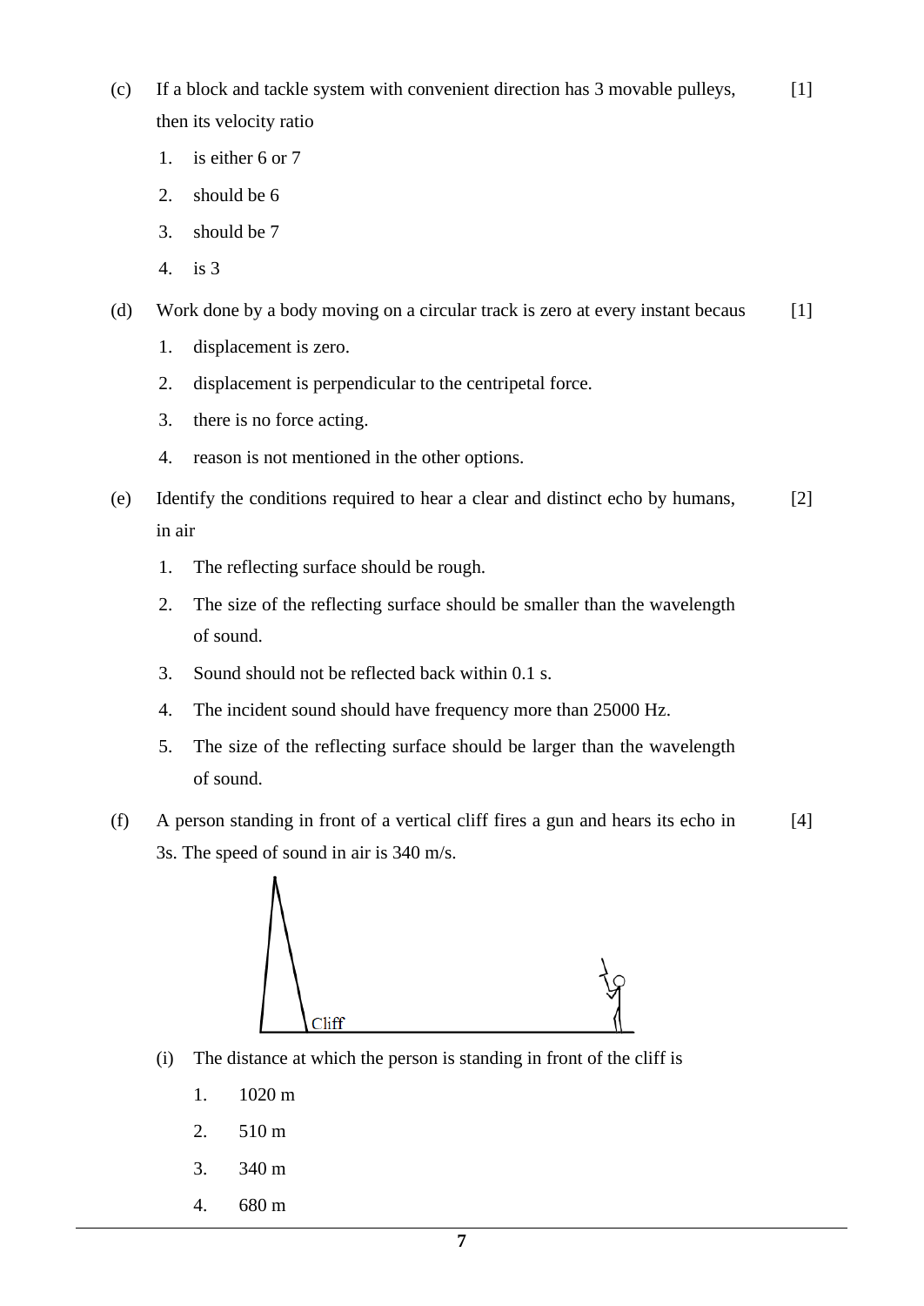(c) If a block and tackle system with convenient direction has 3 movable pulleys, then its velocity ratio [1]

1. is either 6 or 7
2. should be 6
3. should be 7
4. is 3

(d) Work done by a body moving on a circular track is zero at every instant becaus [1]

1. displacement is zero.
2. displacement is perpendicular to the centripetal force.
3. there is no force acting.
4. reason is not mentioned in the other options.

(e) Identify the conditions required to hear a clear and distinct echo by humans, in air [2]

1. The reflecting surface should be rough.
2. The size of the reflecting surface should be smaller than the wavelength of sound.
3. Sound should not be reflected back within 0.1 s.
4. The incident sound should have frequency more than 25000 Hz.
5. The size of the reflecting surface should be larger than the wavelength of sound.

(f) A person standing in front of a vertical cliff fires a gun and hears its echo in 3s. The speed of sound in air is 340 m/s. [4]

Cliff

(i) The distance at which the person is standing in front of the cliff is

1. 1020 m
2. 510 m
3. 340 m
4. 680 m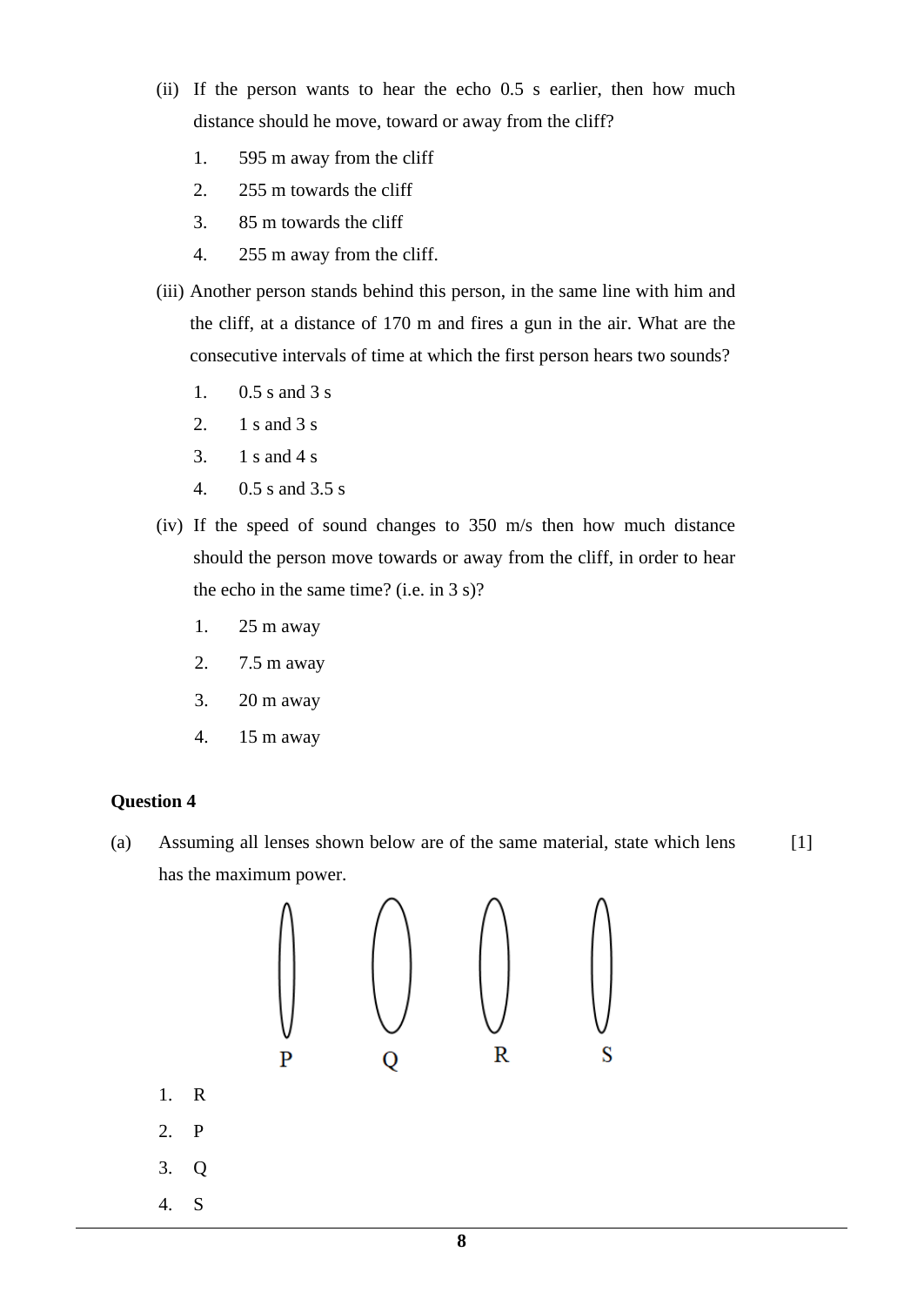(ii) If the person wants to hear the echo 0.5 s earlier, then how much distance should he move, toward or away from the cliff?

1. 595 m away from the cliff
2. 255 m towards the cliff
3. 85 m towards the cliff
4. 255 m away from the cliff.

(iii) Another person stands behind this person, in the same line with him and the cliff, at a distance of 170 m and fires a gun in the air. What are the consecutive intervals of time at which the first person hears two sounds?

1. 0.5 s and 3 s
2. 1 s and 3 s
3. 1 s and 4 s
4. 0.5 s and 3.5 s

(iv) If the speed of sound changes to 350 m/s then how much distance should the person move towards or away from the cliff, in order to hear the echo in the same time? (i.e. in 3 s)?

1. 25 m away
2. 7.5 m away
3. 20 m away
4. 15 m away

**Question 4**

(a) Assuming all lenses shown below are of the same material, state which lens has the maximum power. [1]

P Q R S

1. R
2. P
3. Q
4. S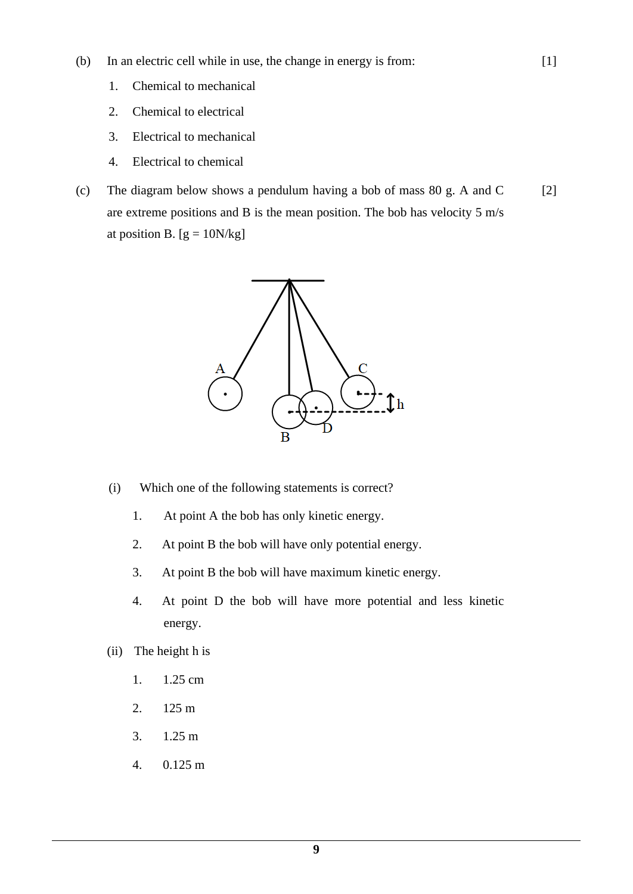(b) In an electric cell while in use, the change in energy is from: [1]

1. Chemical to mechanical
2. Chemical to electrical
3. Electrical to mechanical
4. Electrical to chemical

(c) The diagram below shows a pendulum having a bob of mass 80 g. A and C are extreme positions and B is the mean position. The bob has velocity 5 m/s at position B. [g = 10N/kg] [2]

(i) Which one of the following statements is correct?

1. At point A the bob has only kinetic energy.
2. At point B the bob will have only potential energy.
3. At point B the bob will have maximum kinetic energy.
4. At point D the bob will have more potential and less kinetic energy.

(ii) The height h is

1. 1.25 cm
2. 125 m
3. 1.25 m
4. 0.125 m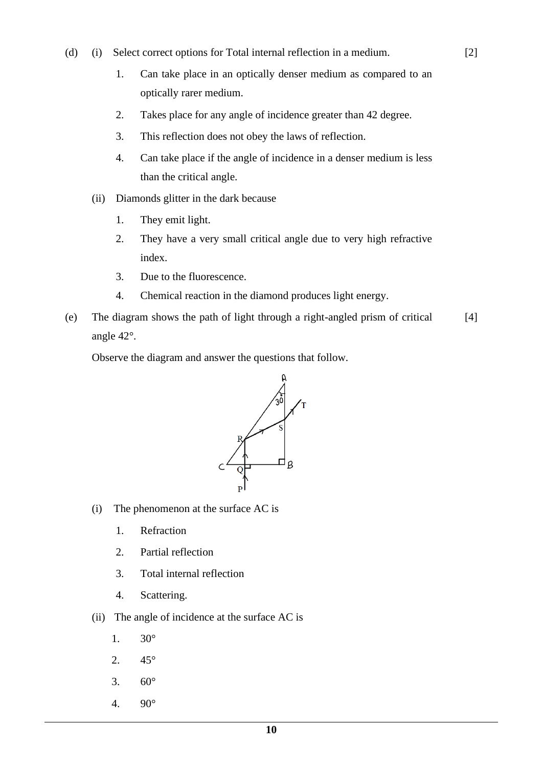(d) (i) Select correct options for Total internal reflection in a medium. [2]

1. Can take place in an optically denser medium as compared to an optically rarer medium.
2. Takes place for any angle of incidence greater than 42 degree.
3. This reflection does not obey the laws of reflection.
4. Can take place if the angle of incidence in a denser medium is less than the critical angle.

(ii) Diamonds glitter in the dark because

1. They emit light.
2. They have a very small critical angle due to very high refractive index.
3. Due to the fluorescence.
4. Chemical reaction in the diamond produces light energy.

(e) The diagram shows the path of light through a right-angled prism of critical angle 42°. [4]

Observe the diagram and answer the questions that follow.

(i) The phenomenon at the surface AC is

1. Refraction
2. Partial reflection
3. Total internal reflection
4. Scattering.

(ii) The angle of incidence at the surface AC is

1. 30°
2. 45°
3. 60°
4. 90°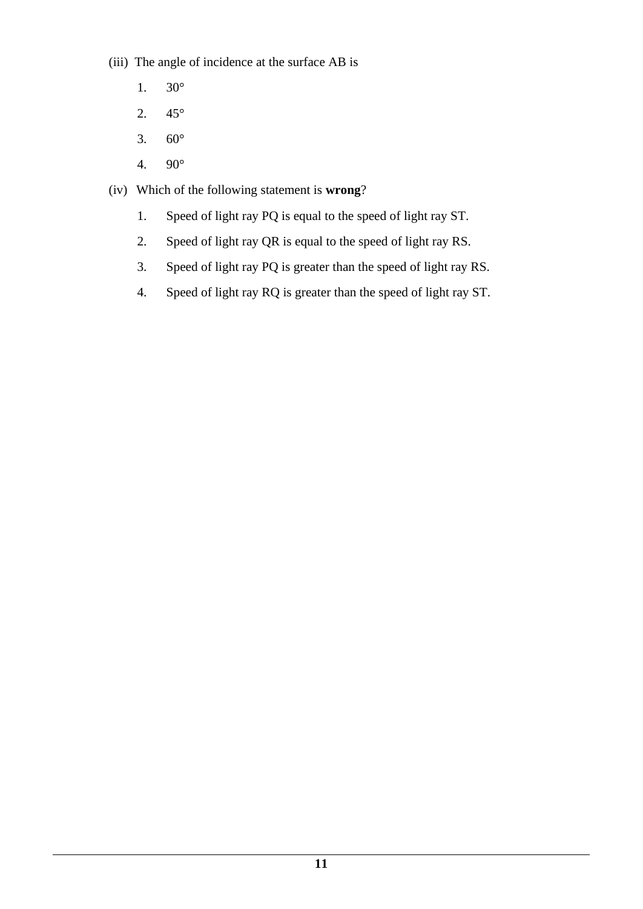(iii) The angle of incidence at the surface AB is

1. 30°
2. 45°
3. 60°
4. 90°

(iv) Which of the following statement is **wrong**?

1. Speed of light ray PQ is equal to the speed of light ray ST.
2. Speed of light ray QR is equal to the speed of light ray RS.
3. Speed of light ray PQ is greater than the speed of light ray RS.
4. Speed of light ray RQ is greater than the speed of light ray ST.